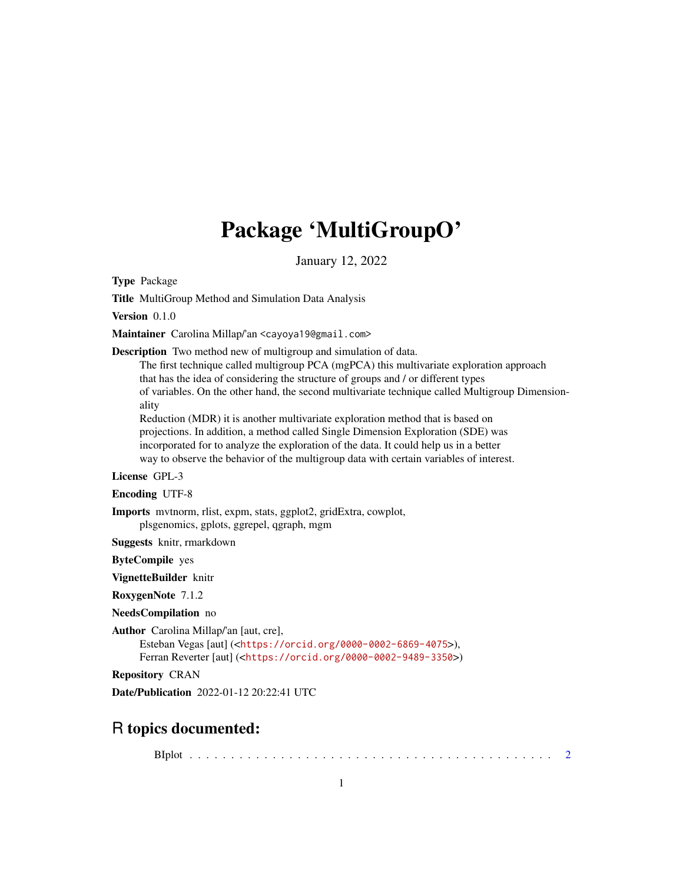# Package 'MultiGroupO'

January 12, 2022

**Type** Package

**Title** MultiGroup Method and Simulation Data Analysis

**Version** 0.1.0

**Maintainer** Carolina Millap/'an <cayoya19@gmail.com>

**Description** Two method new of multigroup and simulation of data.
The first technique called multigroup PCA (mgPCA) this multivariate exploration approach that has the idea of considering the structure of groups and / or different types of variables. On the other hand, the second multivariate technique called Multigroup Dimensionality Reduction (MDR) it is another multivariate exploration method that is based on projections. In addition, a method called Single Dimension Exploration (SDE) was incorporated for to analyze the exploration of the data. It could help us in a better way to observe the behavior of the multigroup data with certain variables of interest.

**License** GPL-3

**Encoding** UTF-8

**Imports** mvtnorm, rlist, expm, stats, ggplot2, gridExtra, cowplot, plsgenomics, gplots, ggrepel, qgraph, mgm

**Suggests** knitr, rmarkdown

**ByteCompile** yes

**VignetteBuilder** knitr

**RoxygenNote** 7.1.2

**NeedsCompilation** no

**Author** Carolina Millap/'an [aut, cre],
Esteban Vegas [aut] (<https://orcid.org/0000-0002-6869-4075>),
Ferran Reverter [aut] (<https://orcid.org/0000-0002-9489-3350>)

**Repository** CRAN

**Date/Publication** 2022-01-12 20:22:41 UTC

## R topics documented:

BIplot . . . . . . . . . . . . . . . . . . . . . . . . . . . . . . . . . . . . . . . . . . . 2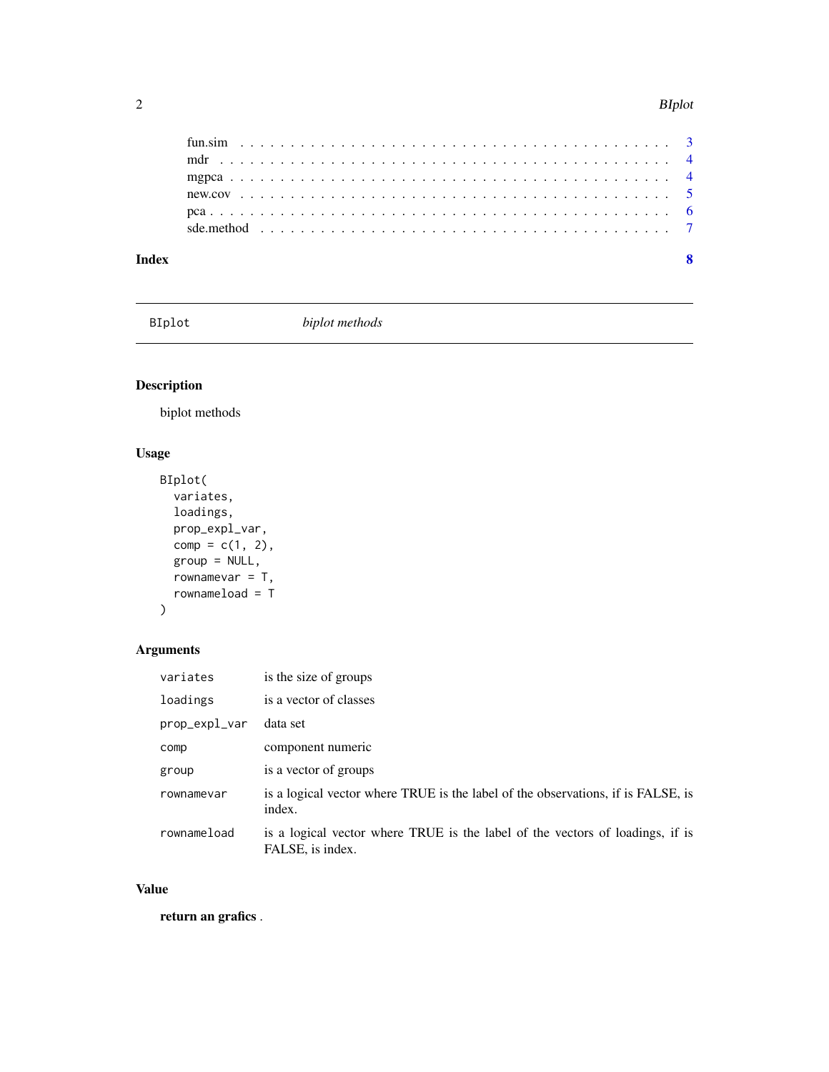fun.sim . . . . . . . . . . . . . . . . . . . . . . . . . . . . . . . . . . . . . . 3
mdr . . . . . . . . . . . . . . . . . . . . . . . . . . . . . . . . . . . . . . . . 4
mgpca . . . . . . . . . . . . . . . . . . . . . . . . . . . . . . . . . . . . . . . 4
new.cov . . . . . . . . . . . . . . . . . . . . . . . . . . . . . . . . . . . . . . 5
pca . . . . . . . . . . . . . . . . . . . . . . . . . . . . . . . . . . . . . . . . 6
sde.method . . . . . . . . . . . . . . . . . . . . . . . . . . . . . . . . . . . . 7

**Index** **8**

---

BIplot *biplot methods*

---

## Description

biplot methods

## Usage

```
BIplot(
  variates,
  loadings,
  prop_expl_var,
  comp = c(1, 2),
  group = NULL,
  rownamevar = T,
  rownameload = T
)
```

## Arguments

| | |
|---|---|
| `variates` | is the size of groups |
| `loadings` | is a vector of classes |
| `prop_expl_var` | data set |
| `comp` | component numeric |
| `group` | is a vector of groups |
| `rownamevar` | is a logical vector where TRUE is the label of the observations, if is FALSE, is index. |
| `rownameload` | is a logical vector where TRUE is the label of the vectors of loadings, if is FALSE, is index. |

## Value

**return an grafics** .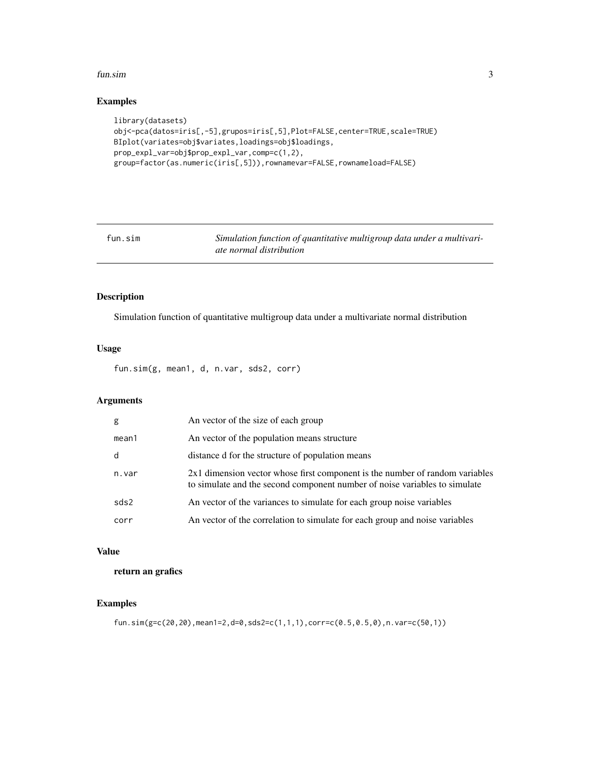## Examples

```
library(datasets)
obj<-pca(datos=iris[,-5],grupos=iris[,5],Plot=FALSE,center=TRUE,scale=TRUE)
BIplot(variates=obj$variates,loadings=obj$loadings,
prop_expl_var=obj$prop_expl_var,comp=c(1,2),
group=factor(as.numeric(iris[,5])),rownamevar=FALSE,rownameload=FALSE)
```

---

| fun.sim | *Simulation function of quantitative multigroup data under a multivariate normal distribution* |
|---|---|

## Description

Simulation function of quantitative multigroup data under a multivariate normal distribution

## Usage

```
fun.sim(g, mean1, d, n.var, sds2, corr)
```

## Arguments

| | |
|---|---|
| g | An vector of the size of each group |
| mean1 | An vector of the population means structure |
| d | distance d for the structure of population means |
| n.var | 2x1 dimension vector whose first component is the number of random variables to simulate and the second component number of noise variables to simulate |
| sds2 | An vector of the variances to simulate for each group noise variables |
| corr | An vector of the correlation to simulate for each group and noise variables |

## Value

**return an grafics**

## Examples

```
fun.sim(g=c(20,20),mean1=2,d=0,sds2=c(1,1,1),corr=c(0.5,0.5,0),n.var=c(50,1))
```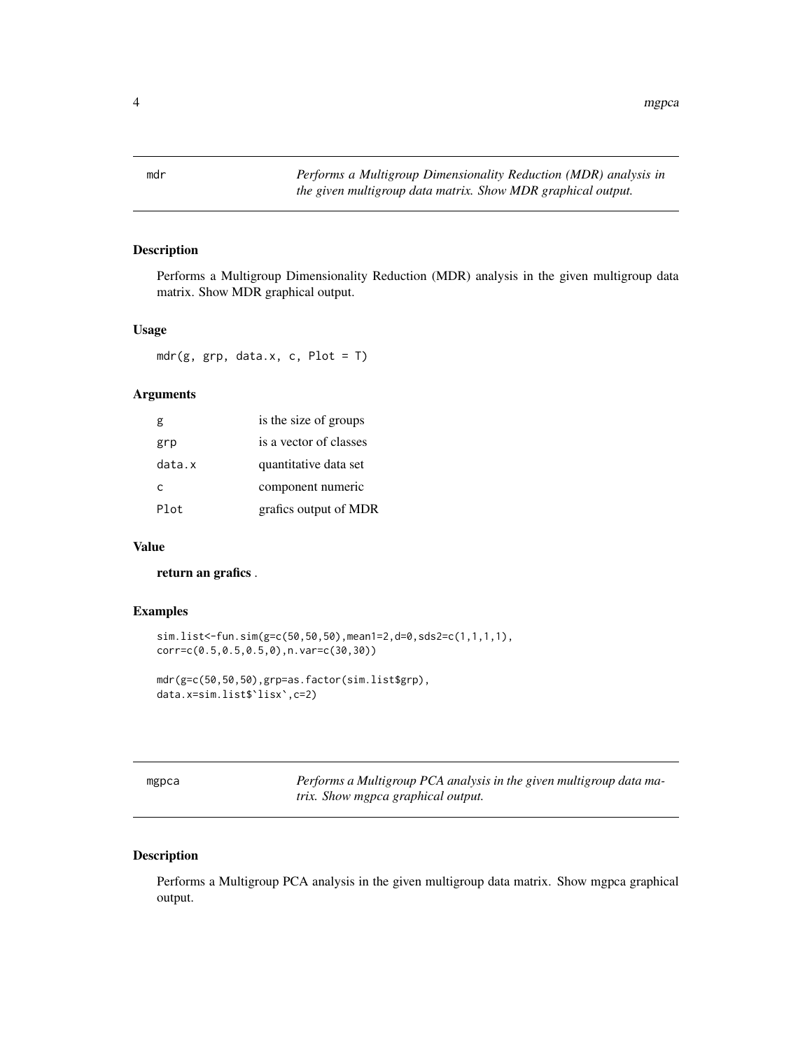## mdr — *Performs a Multigroup Dimensionality Reduction (MDR) analysis in the given multigroup data matrix. Show MDR graphical output.*

### Description

Performs a Multigroup Dimensionality Reduction (MDR) analysis in the given multigroup data matrix. Show MDR graphical output.

### Usage

```
mdr(g, grp, data.x, c, Plot = T)
```

### Arguments

| | |
|---|---|
| g | is the size of groups |
| grp | is a vector of classes |
| data.x | quantitative data set |
| c | component numeric |
| Plot | grafics output of MDR |

### Value

**return an grafics** .

### Examples

```
sim.list<-fun.sim(g=c(50,50,50),mean1=2,d=0,sds2=c(1,1,1,1),
corr=c(0.5,0.5,0.5,0),n.var=c(30,30))

mdr(g=c(50,50,50),grp=as.factor(sim.list$grp),
data.x=sim.list$`lisx`,c=2)
```

## mgpca — *Performs a Multigroup PCA analysis in the given multigroup data matrix. Show mgpca graphical output.*

### Description

Performs a Multigroup PCA analysis in the given multigroup data matrix. Show mgpca graphical output.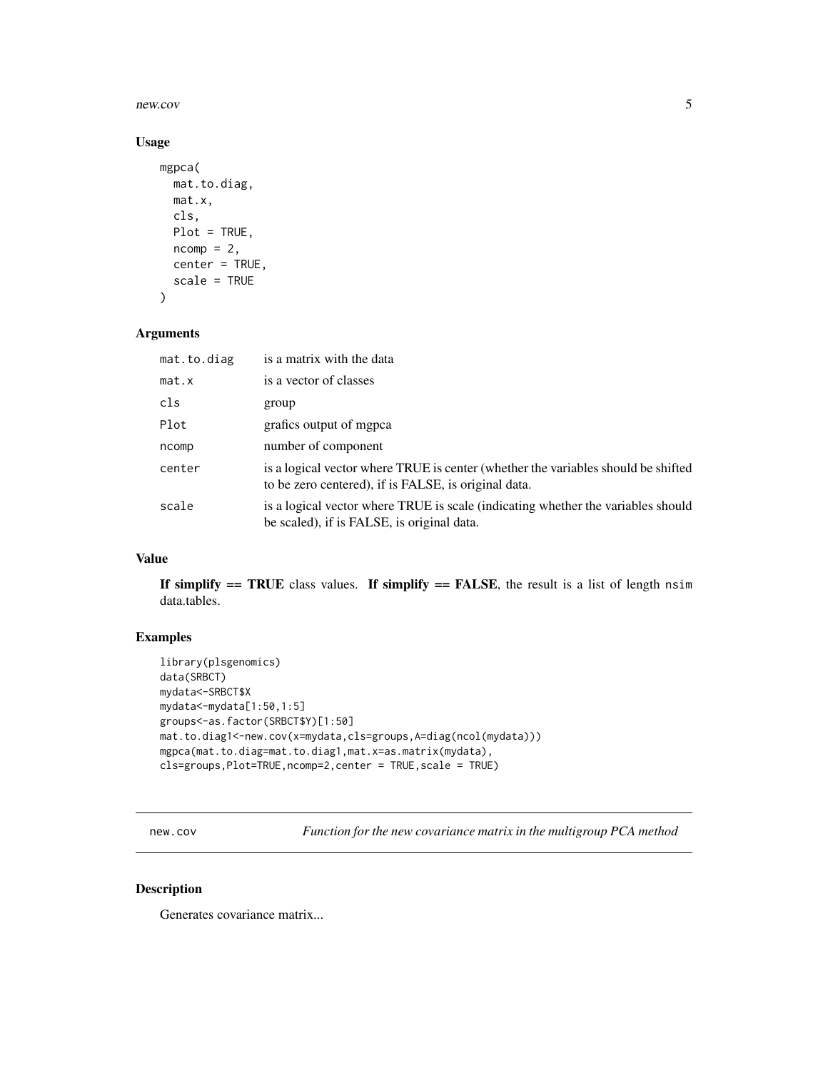## Usage

```
mgpca(
  mat.to.diag,
  mat.x,
  cls,
  Plot = TRUE,
  ncomp = 2,
  center = TRUE,
  scale = TRUE
)
```

## Arguments

| | |
|---|---|
| mat.to.diag | is a matrix with the data |
| mat.x | is a vector of classes |
| cls | group |
| Plot | grafics output of mgpca |
| ncomp | number of component |
| center | is a logical vector where TRUE is center (whether the variables should be shifted to be zero centered), if is FALSE, is original data. |
| scale | is a logical vector where TRUE is scale (indicating whether the variables should be scaled), if is FALSE, is original data. |

## Value

**If simplify == TRUE** class values. **If simplify == FALSE**, the result is a list of length nsim data.tables.

## Examples

```
library(plsgenomics)
data(SRBCT)
mydata<-SRBCT$X
mydata<-mydata[1:50,1:5]
groups<-as.factor(SRBCT$Y)[1:50]
mat.to.diag1<-new.cov(x=mydata,cls=groups,A=diag(ncol(mydata)))
mgpca(mat.to.diag=mat.to.diag1,mat.x=as.matrix(mydata),
cls=groups,Plot=TRUE,ncomp=2,center = TRUE,scale = TRUE)
```

---

# new.cov — *Function for the new covariance matrix in the multigroup PCA method*

## Description

Generates covariance matrix...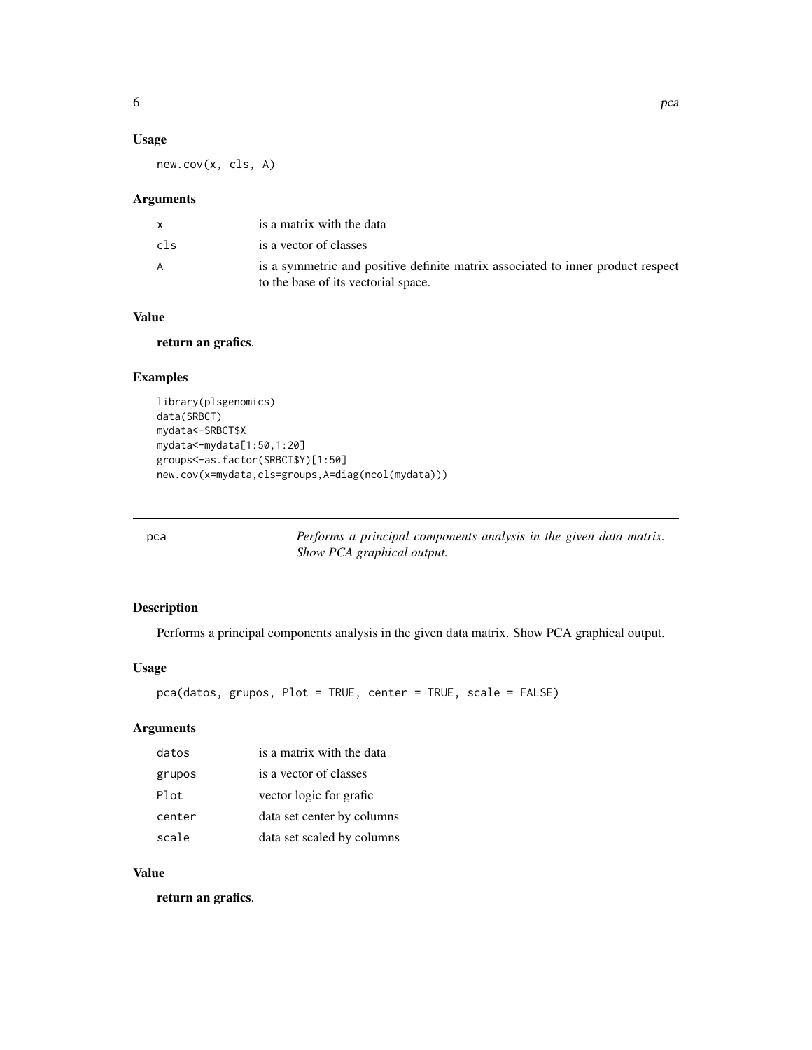### Usage

```
new.cov(x, cls, A)
```

### Arguments

| | |
|---|---|
| x | is a matrix with the data |
| cls | is a vector of classes |
| A | is a symmetric and positive definite matrix associated to inner product respect to the base of its vectorial space. |

### Value

**return an grafics**.

### Examples

```
library(plsgenomics)
data(SRBCT)
mydata<-SRBCT$X
mydata<-mydata[1:50,1:20]
groups<-as.factor(SRBCT$Y)[1:50]
new.cov(x=mydata,cls=groups,A=diag(ncol(mydata)))
```

---

## pca — *Performs a principal components analysis in the given data matrix. Show PCA graphical output.*

---

### Description

Performs a principal components analysis in the given data matrix. Show PCA graphical output.

### Usage

```
pca(datos, grupos, Plot = TRUE, center = TRUE, scale = FALSE)
```

### Arguments

| | |
|---|---|
| datos | is a matrix with the data |
| grupos | is a vector of classes |
| Plot | vector logic for grafic |
| center | data set center by columns |
| scale | data set scaled by columns |

### Value

**return an grafics**.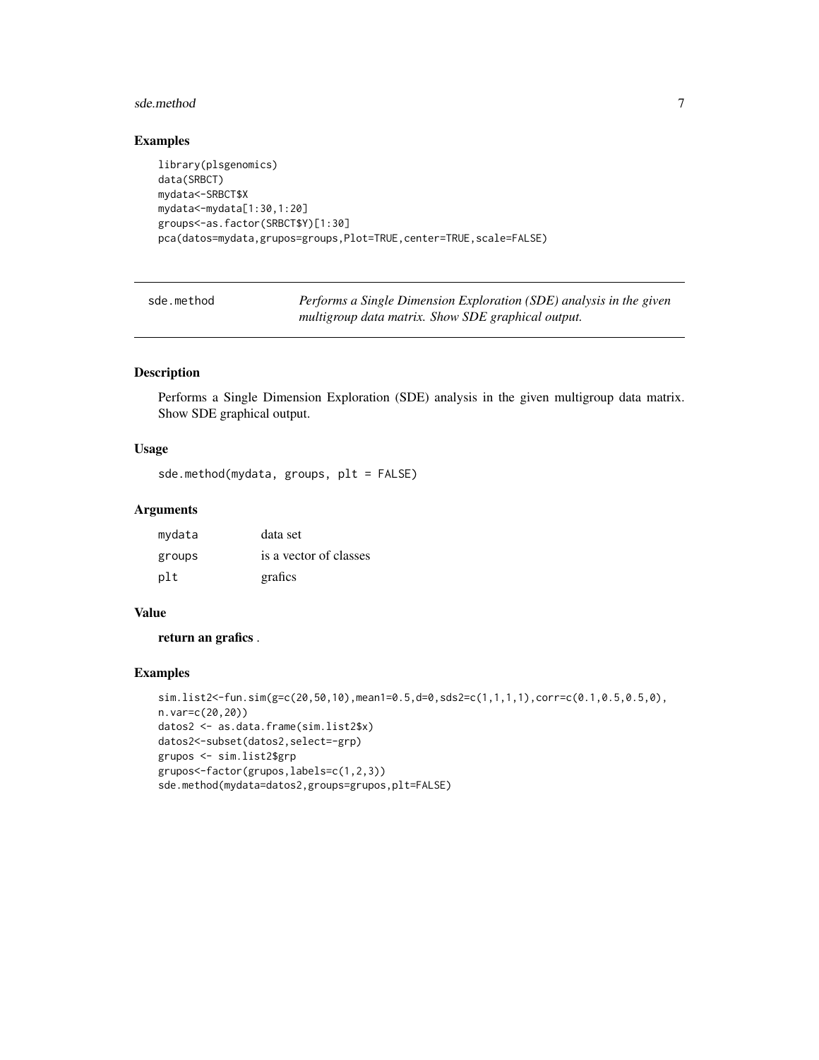## Examples

```
library(plsgenomics)
data(SRBCT)
mydata<-SRBCT$X
mydata<-mydata[1:30,1:20]
groups<-as.factor(SRBCT$Y)[1:30]
pca(datos=mydata,grupos=groups,Plot=TRUE,center=TRUE,scale=FALSE)
```

---

`sde.method` *Performs a Single Dimension Exploration (SDE) analysis in the given multigroup data matrix. Show SDE graphical output.*

---

### Description

Performs a Single Dimension Exploration (SDE) analysis in the given multigroup data matrix. Show SDE graphical output.

### Usage

```
sde.method(mydata, groups, plt = FALSE)
```

### Arguments

| | |
|---|---|
| `mydata` | data set |
| `groups` | is a vector of classes |
| `plt` | grafics |

### Value

**return an grafics** .

### Examples

```
sim.list2<-fun.sim(g=c(20,50,10),mean1=0.5,d=0,sds2=c(1,1,1,1),corr=c(0.1,0.5,0.5,0),
n.var=c(20,20))
datos2 <- as.data.frame(sim.list2$x)
datos2<-subset(datos2,select=-grp)
grupos <- sim.list2$grp
grupos<-factor(grupos,labels=c(1,2,3))
sde.method(mydata=datos2,groups=grupos,plt=FALSE)
```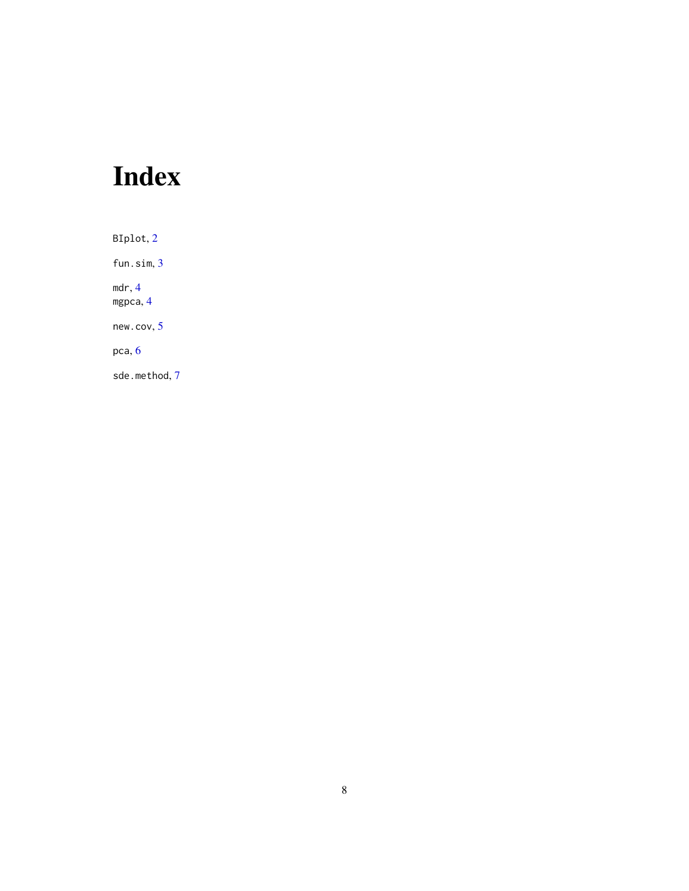# Index

BIplot, 2

fun.sim, 3

mdr, 4
mgpca, 4

new.cov, 5

pca, 6

sde.method, 7